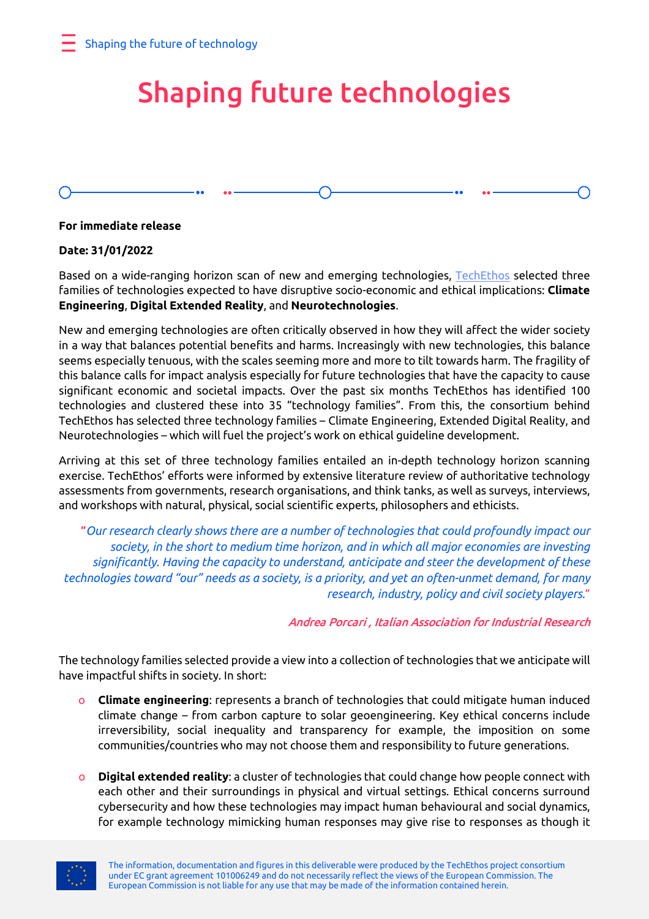# Shaping future technologies

**For immediate release**

**Date: 31/01/2022**

Based on a wide-ranging horizon scan of new and emerging technologies, TechEthos selected three families of technologies expected to have disruptive socio-economic and ethical implications: **Climate Engineering**, **Digital Extended Reality**, and **Neurotechnologies**.

New and emerging technologies are often critically observed in how they will affect the wider society in a way that balances potential benefits and harms. Increasingly with new technologies, this balance seems especially tenuous, with the scales seeming more and more to tilt towards harm. The fragility of this balance calls for impact analysis especially for future technologies that have the capacity to cause significant economic and societal impacts. Over the past six months TechEthos has identified 100 technologies and clustered these into 35 "technology families". From this, the consortium behind TechEthos has selected three technology families – Climate Engineering, Extended Digital Reality, and Neurotechnologies – which will fuel the project's work on ethical guideline development.

Arriving at this set of three technology families entailed an in-depth technology horizon scanning exercise. TechEthos' efforts were informed by extensive literature review of authoritative technology assessments from governments, research organisations, and think tanks, as well as surveys, interviews, and workshops with natural, physical, social scientific experts, philosophers and ethicists.

> "*Our research clearly shows there are a number of technologies that could profoundly impact our society, in the short to medium time horizon, and in which all major economies are investing significantly. Having the capacity to understand, anticipate and steer the development of these technologies toward "our" needs as a society, is a priority, and yet an often-unmet demand, for many research, industry, policy and civil society players.*"
>
> *Andrea Porcari , Italian Association for Industrial Research*

The technology families selected provide a view into a collection of technologies that we anticipate will have impactful shifts in society. In short:

- **Climate engineering**: represents a branch of technologies that could mitigate human induced climate change – from carbon capture to solar geoengineering. Key ethical concerns include irreversibility, social inequality and transparency for example, the imposition on some communities/countries who may not choose them and responsibility to future generations.

- **Digital extended reality**: a cluster of technologies that could change how people connect with each other and their surroundings in physical and virtual settings. Ethical concerns surround cybersecurity and how these technologies may impact human behavioural and social dynamics, for example technology mimicking human responses may give rise to responses as though it

The information, documentation and figures in this deliverable were produced by the TechEthos project consortium under EC grant agreement 101006249 and do not necessarily reflect the views of the European Commission. The European Commission is not liable for any use that may be made of the information contained herein.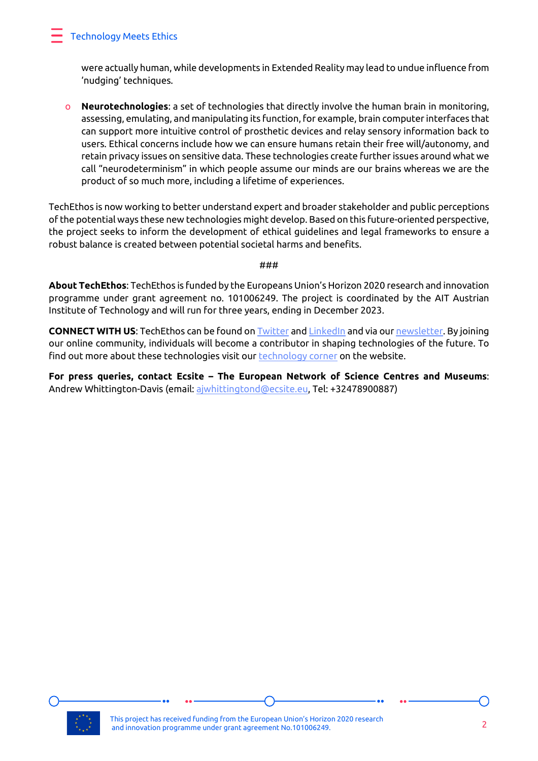were actually human, while developments in Extended Reality may lead to undue influence from 'nudging' techniques.

- **Neurotechnologies**: a set of technologies that directly involve the human brain in monitoring, assessing, emulating, and manipulating its function, for example, brain computer interfaces that can support more intuitive control of prosthetic devices and relay sensory information back to users. Ethical concerns include how we can ensure humans retain their free will/autonomy, and retain privacy issues on sensitive data. These technologies create further issues around what we call "neurodeterminism" in which people assume our minds are our brains whereas we are the product of so much more, including a lifetime of experiences.

TechEthos is now working to better understand expert and broader stakeholder and public perceptions of the potential ways these new technologies might develop. Based on this future-oriented perspective, the project seeks to inform the development of ethical guidelines and legal frameworks to ensure a robust balance is created between potential societal harms and benefits.

###

**About TechEthos**: TechEthos is funded by the Europeans Union's Horizon 2020 research and innovation programme under grant agreement no. 101006249. The project is coordinated by the AIT Austrian Institute of Technology and will run for three years, ending in December 2023.

**CONNECT WITH US**: TechEthos can be found on Twitter and LinkedIn and via our newsletter. By joining our online community, individuals will become a contributor in shaping technologies of the future. To find out more about these technologies visit our technology corner on the website.

**For press queries, contact Ecsite – The European Network of Science Centres and Museums**: Andrew Whittington-Davis (email: ajwhittingtond@ecsite.eu, Tel: +32478900887)

This project has received funding from the European Union's Horizon 2020 research and innovation programme under grant agreement No.101006249.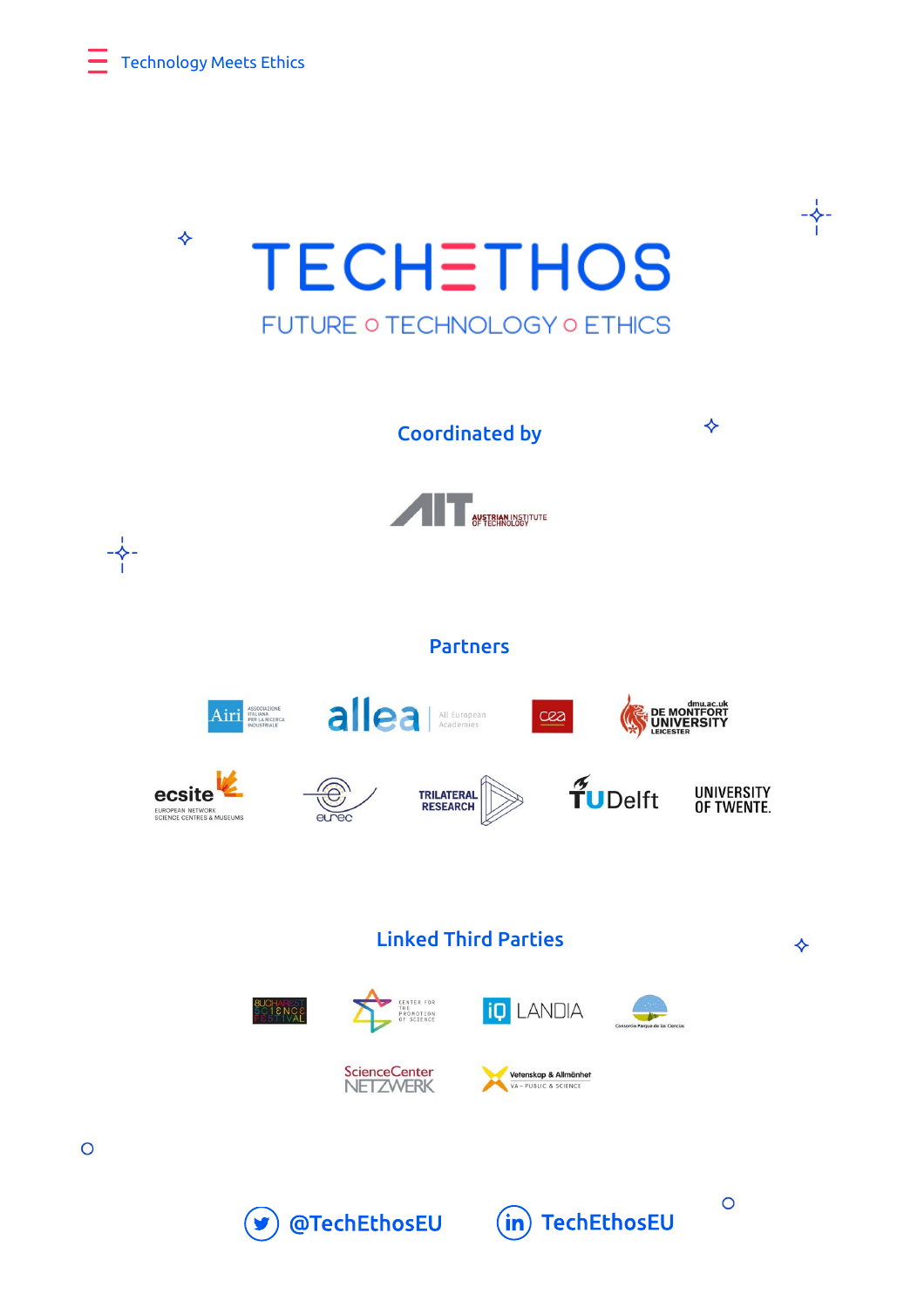# TECHETHOS

FUTURE ○ TECHNOLOGY ○ ETHICS

## Coordinated by

AIT AUSTRIAN INSTITUTE OF TECHNOLOGY

## Partners

Airi ASSOCIAZIONE ITALIANA PER LA RICERCA INDUSTRIALE

allea All European Academies

cea

dmu.ac.uk DE MONTFORT UNIVERSITY LEICESTER

ecsite EUROPEAN NETWORK SCIENCE CENTRES & MUSEUMS

eurec

TRILATERAL RESEARCH

TU Delft

UNIVERSITY OF TWENTE.

## Linked Third Parties

BUCHAREST SCIENCE FESTIVAL

CENTER FOR THE PROMOTION OF SCIENCE

iQ LANDIA

Consorcio Parque de las Ciencias

ScienceCenter NETZWERK

Vetenskap & Allmänhet VA – PUBLIC & SCIENCE

@TechEthosEU

TechEthosEU